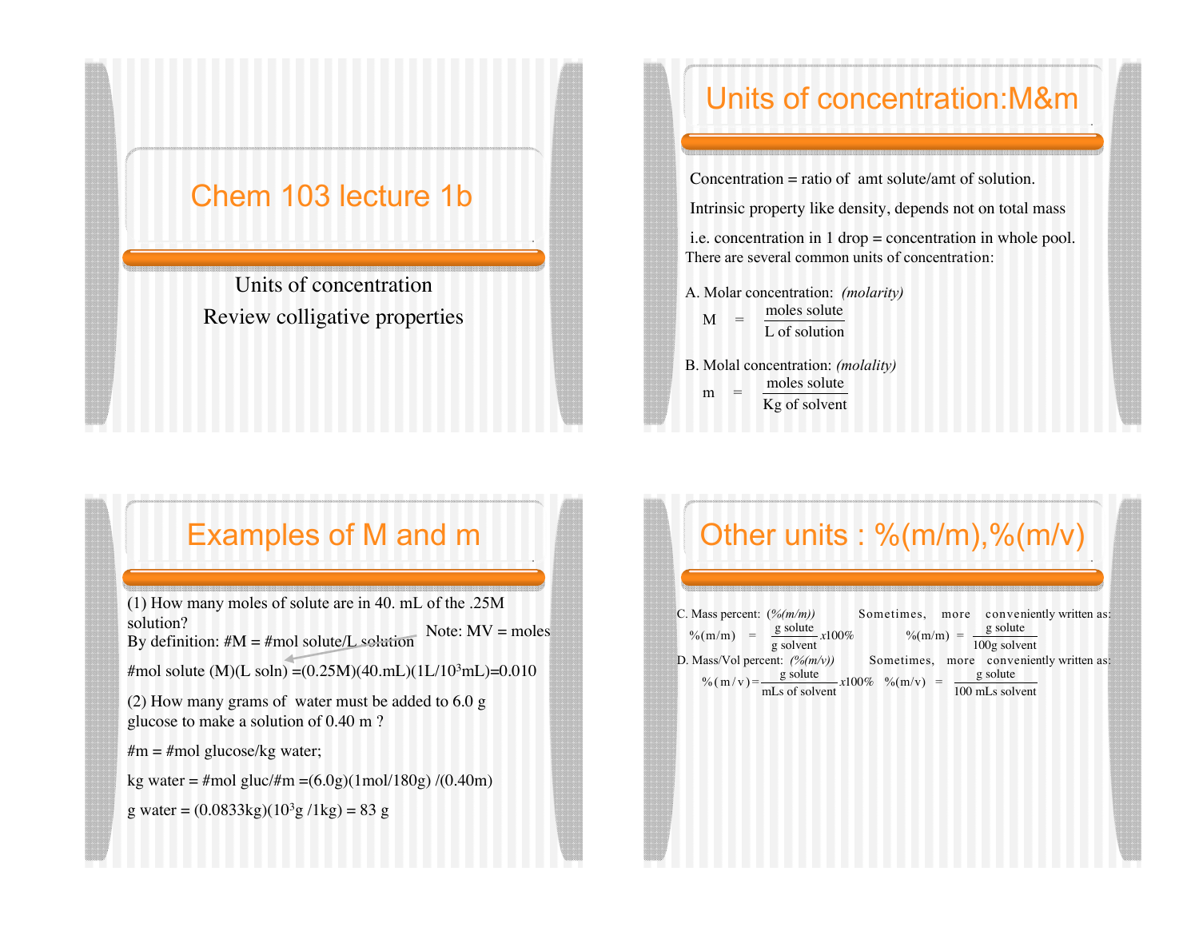# Chem 103 lecture 1b

Units of concentration

Review colligative properties

## Units of concentration:M&m

Concentration = ratio of amt solute/amt of solution.

Intrinsic property like density, depends not on total mass

i.e. concentration in 1 drop = concentration in whole pool.

There are several common units of concentration:

A. Molar concentration: *(molarity)*

$$M = \frac{\text{moles solute}}{\text{L of solution}}$$

B. Molal concentration: *(molality)*

$$m = \frac{\text{moles solute}}{\text{Kg of solvent}}$$

## Examples of M and m

(1) How many moles of solute are in 40. mL of the .25M solution?

By definition: #M = #mol solute/L solution

Note: MV = moles

#mol solute (M)(L soln) =(0.25M)(40.mL)(1L/$10^3$mL)=0.010

(2) How many grams of water must be added to 6.0 g glucose to make a solution of 0.40 m ?

#m = #mol glucose/kg water;

kg water = #mol gluc/#m =(6.0g)(1mol/180g) /(0.40m)

g water = (0.0833kg)($10^3$g /1kg) = 83 g

## Other units : %(m/m),%(m/v)

C. Mass percent: *(%(m/m))*

$$\%(m/m) = \frac{\text{g solute}}{\text{g solvent}} x100\%$$

Sometimes, more conveniently written as:

$$\%(m/m) = \frac{\text{g solute}}{\text{100g solvent}}$$

D. Mass/Vol percent: *(%(m/v))*

$$\%(m/v) = \frac{\text{g solute}}{\text{mLs of solvent}} x100\%$$

Sometimes, more conveniently written as:

$$\%(m/v) = \frac{\text{g solute}}{\text{100 mLs solvent}}$$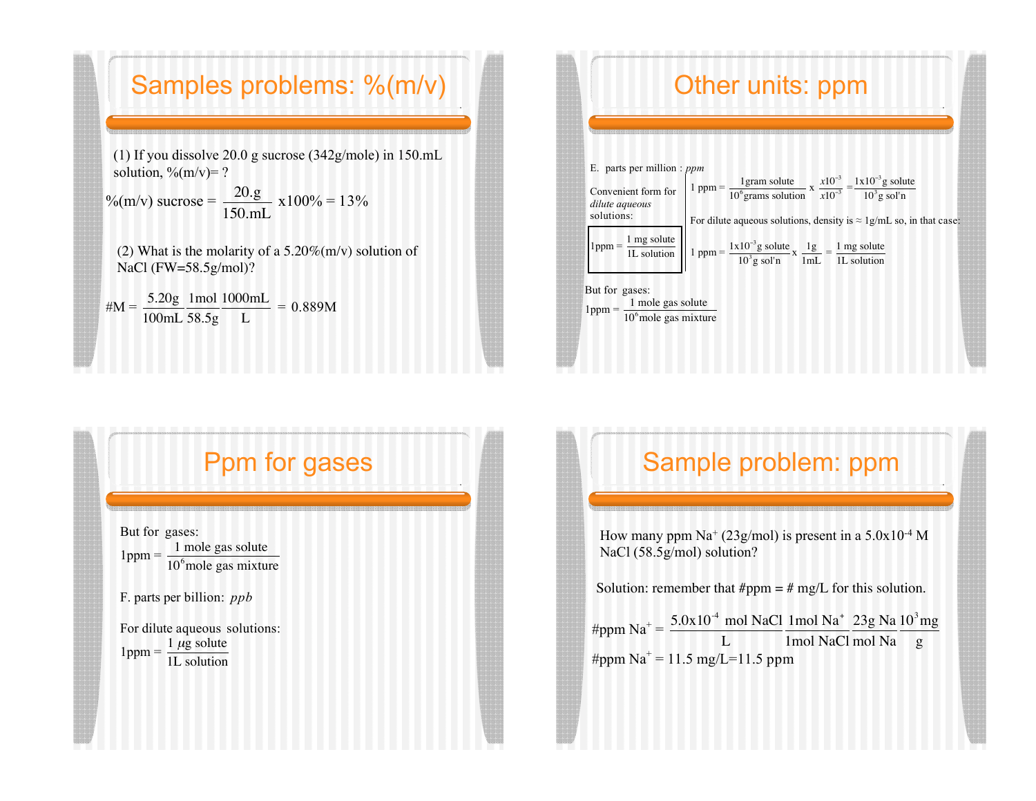# Samples problems: %(m/v)

(1) If you dissolve 20.0 g sucrose (342g/mole) in 150.mL solution, %(m/v)= ?

$$\%(m/v) \text{ sucrose} = \frac{20.\text{g}}{150.\text{mL}} \times 100\% = 13\%$$

(2) What is the molarity of a 5.20%(m/v) solution of NaCl (FW=58.5g/mol)?

$$\#M = \frac{5.20\text{g}}{100\text{mL}} \frac{1\text{mol}}{58.5\text{g}} \frac{1000\text{mL}}{\text{L}} = 0.889\text{M}$$

# Other units: ppm

E. parts per million : *ppm*

$$1 \text{ ppm} = \frac{1 \text{gram solute}}{10^6 \text{grams solution}} \times \frac{x10^{-3}}{x10^{-3}} = \frac{1\text{x}10^{-3}\text{g solute}}{10^3 \text{g sol'n}}$$

For dilute aqueous solutions, density is ≈ 1g/mL so, in that case:

$$1 \text{ ppm} = \frac{1\text{x}10^{-3}\text{g solute}}{10^3 \text{g sol'n}} \times \frac{1\text{g}}{1\text{mL}} = \frac{1 \text{ mg solute}}{1\text{L solution}}$$

Convenient form for *dilute aqueous* solutions:

$$1\text{ppm} = \frac{1 \text{ mg solute}}{1\text{L solution}}$$

But for gases:

$$1\text{ppm} = \frac{1 \text{ mole gas solute}}{10^6 \text{mole gas mixture}}$$

# Ppm for gases

But for gases:

$$1\text{ppm} = \frac{1 \text{ mole gas solute}}{10^6 \text{mole gas mixture}}$$

F. parts per billion: *ppb*

For dilute aqueous solutions:

$$1\text{ppm} = \frac{1 \,\mu\text{g solute}}{1\text{L solution}}$$

# Sample problem: ppm

How many ppm $Na^+$ (23g/mol) is present in a $5.0\text{x}10^{-4}$ M NaCl (58.5g/mol) solution?

Solution: remember that #ppm = # mg/L for this solution.

$$\#\text{ppm Na}^+ = \frac{5.0\text{x}10^{-4} \text{ mol NaCl}}{\text{L}} \frac{1\text{mol Na}^+}{1\text{mol NaCl}} \frac{23\text{g Na}}{\text{mol Na}} \frac{10^3 \text{mg}}{\text{g}}$$

$$\#\text{ppm Na}^+ = 11.5 \text{ mg/L} = 11.5 \text{ ppm}$$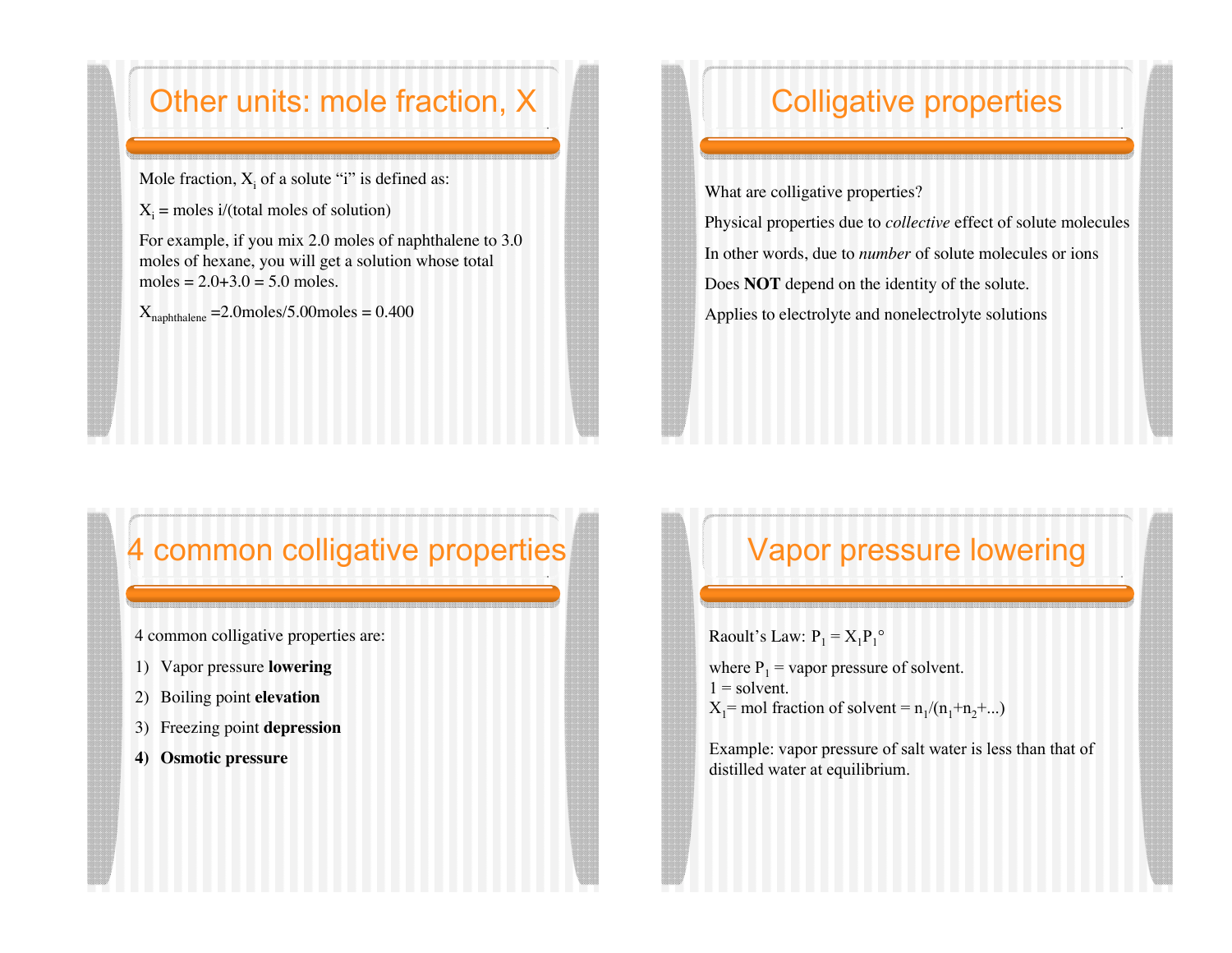## Other units: mole fraction, X

Mole fraction, $X_i$ of a solute “i” is defined as:

$X_i$ = moles i/(total moles of solution)

For example, if you mix 2.0 moles of naphthalene to 3.0 moles of hexane, you will get a solution whose total moles = 2.0+3.0 = 5.0 moles.

$X_{naphthalene}$ =2.0moles/5.00moles = 0.400

## Colligative properties

What are colligative properties?

Physical properties due to *collective* effect of solute molecules

In other words, due to *number* of solute molecules or ions

Does **NOT** depend on the identity of the solute.

Applies to electrolyte and nonelectrolyte solutions

## 4 common colligative properties

4 common colligative properties are:

1) Vapor pressure **lowering**
2) Boiling point **elevation**
3) Freezing point **depression**
4) **Osmotic pressure**

## Vapor pressure lowering

Raoult’s Law: $P_1 = X_1 P_1^\circ$

where $P_1$ = vapor pressure of solvent.
1 = solvent.
$X_1$= mol fraction of solvent = $n_1/(n_1+n_2+...)$

Example: vapor pressure of salt water is less than that of distilled water at equilibrium.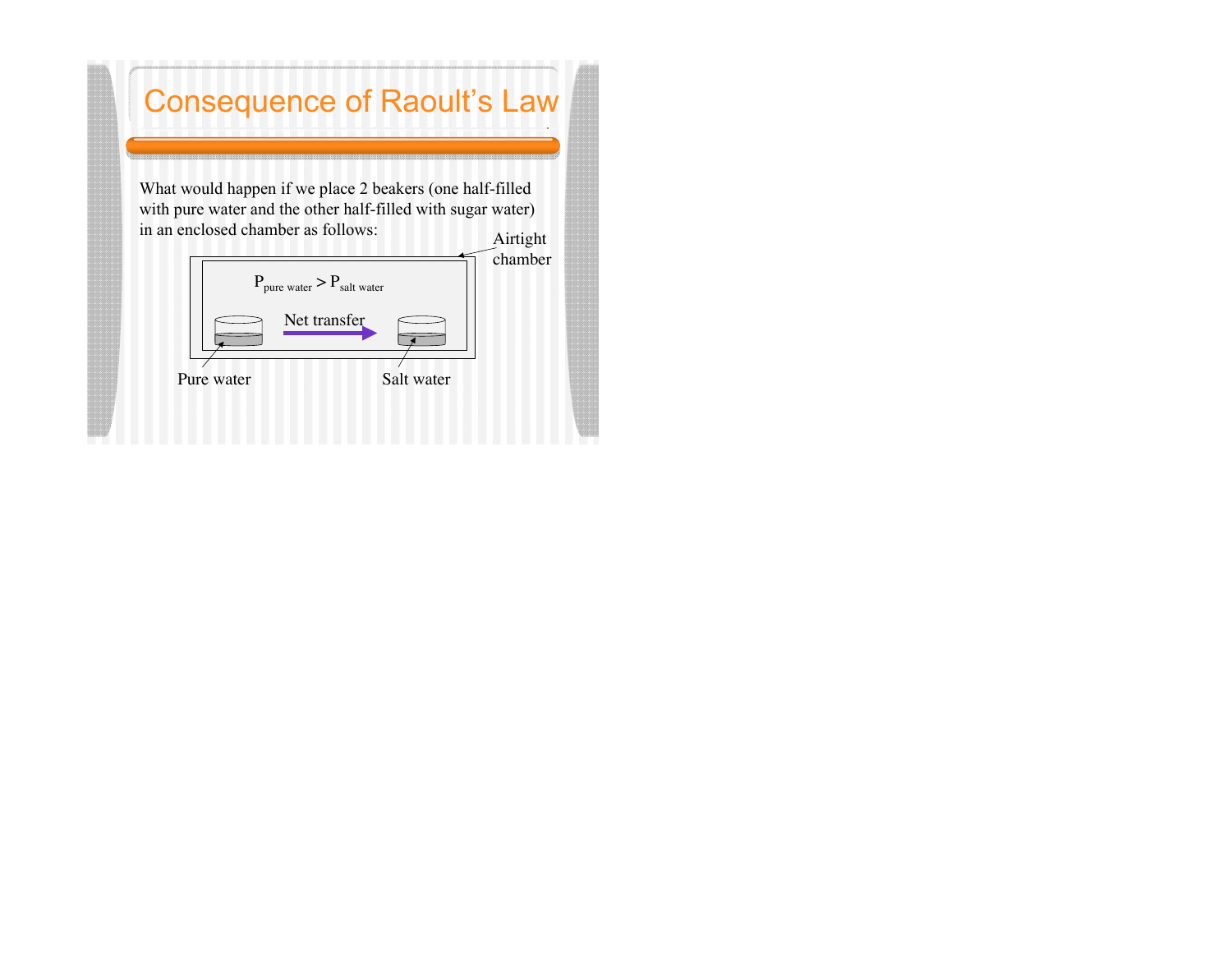# Consequence of Raoult's Law

What would happen if we place 2 beakers (one half-filled with pure water and the other half-filled with sugar water) in an enclosed chamber as follows:

Airtight chamber

$P_{pure\ water} > P_{salt\ water}$

Net transfer

Pure water

Salt water